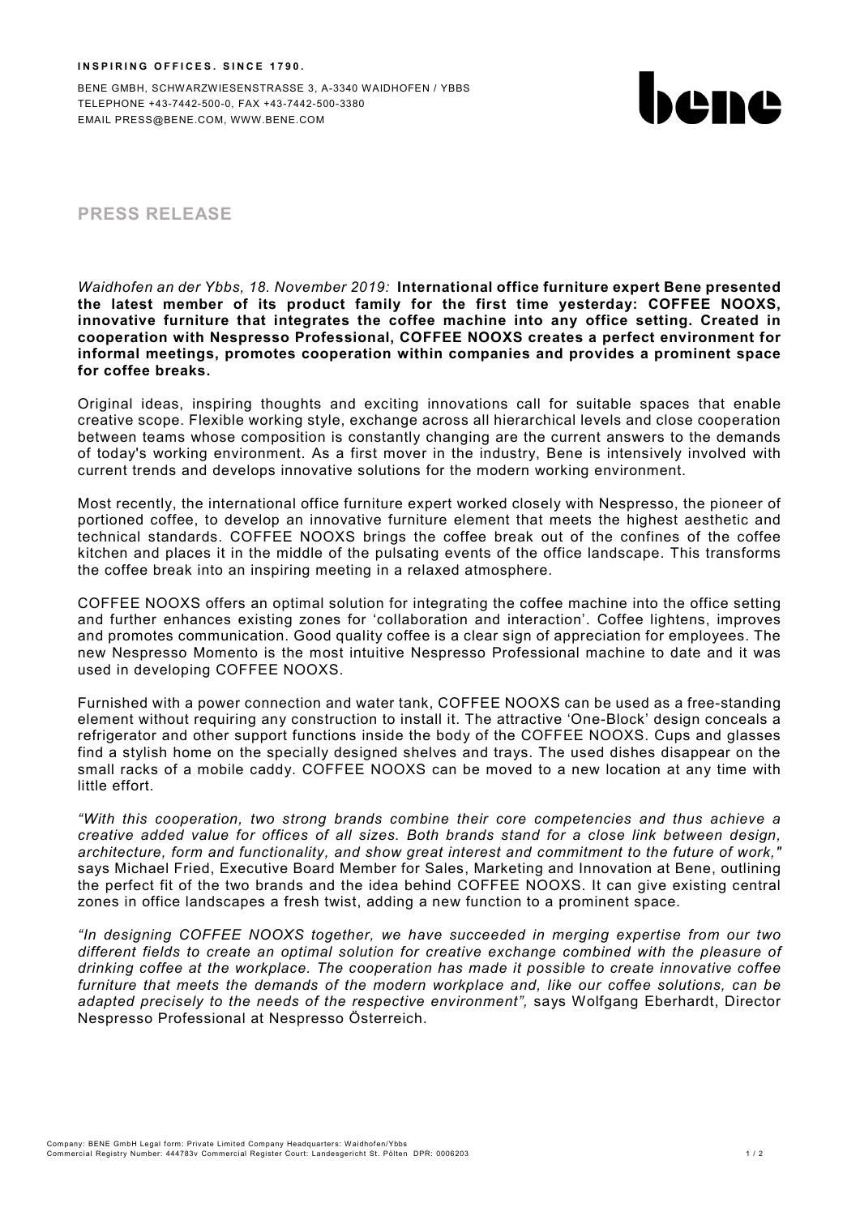**INSPIRING OFFICES. SINCE 1790.**

BENE GMBH, SCHWARZWIESENSTRASSE 3, A-3340 WAIDHOFEN / YBBS
TELEPHONE +43-7442-500-0, FAX +43-7442-500-3380
EMAIL PRESS@BENE.COM, WWW.BENE.COM

bene

## PRESS RELEASE

*Waidhofen an der Ybbs, 18. November 2019:* **International office furniture expert Bene presented the latest member of its product family for the first time yesterday: COFFEE NOOXS, innovative furniture that integrates the coffee machine into any office setting. Created in cooperation with Nespresso Professional, COFFEE NOOXS creates a perfect environment for informal meetings, promotes cooperation within companies and provides a prominent space for coffee breaks.**

Original ideas, inspiring thoughts and exciting innovations call for suitable spaces that enable creative scope. Flexible working style, exchange across all hierarchical levels and close cooperation between teams whose composition is constantly changing are the current answers to the demands of today's working environment. As a first mover in the industry, Bene is intensively involved with current trends and develops innovative solutions for the modern working environment.

Most recently, the international office furniture expert worked closely with Nespresso, the pioneer of portioned coffee, to develop an innovative furniture element that meets the highest aesthetic and technical standards. COFFEE NOOXS brings the coffee break out of the confines of the coffee kitchen and places it in the middle of the pulsating events of the office landscape. This transforms the coffee break into an inspiring meeting in a relaxed atmosphere.

COFFEE NOOXS offers an optimal solution for integrating the coffee machine into the office setting and further enhances existing zones for 'collaboration and interaction'. Coffee lightens, improves and promotes communication. Good quality coffee is a clear sign of appreciation for employees. The new Nespresso Momento is the most intuitive Nespresso Professional machine to date and it was used in developing COFFEE NOOXS.

Furnished with a power connection and water tank, COFFEE NOOXS can be used as a free-standing element without requiring any construction to install it. The attractive 'One-Block' design conceals a refrigerator and other support functions inside the body of the COFFEE NOOXS. Cups and glasses find a stylish home on the specially designed shelves and trays. The used dishes disappear on the small racks of a mobile caddy. COFFEE NOOXS can be moved to a new location at any time with little effort.

*"With this cooperation, two strong brands combine their core competencies and thus achieve a creative added value for offices of all sizes. Both brands stand for a close link between design, architecture, form and functionality, and show great interest and commitment to the future of work,"* says Michael Fried, Executive Board Member for Sales, Marketing and Innovation at Bene, outlining the perfect fit of the two brands and the idea behind COFFEE NOOXS. It can give existing central zones in office landscapes a fresh twist, adding a new function to a prominent space.

*"In designing COFFEE NOOXS together, we have succeeded in merging expertise from our two different fields to create an optimal solution for creative exchange combined with the pleasure of drinking coffee at the workplace. The cooperation has made it possible to create innovative coffee furniture that meets the demands of the modern workplace and, like our coffee solutions, can be adapted precisely to the needs of the respective environment",* says Wolfgang Eberhardt, Director Nespresso Professional at Nespresso Österreich.

Company: BENE GmbH Legal form: Private Limited Company Headquarters: Waidhofen/Ybbs
Commercial Registry Number: 444783v Commercial Register Court: Landesgericht St. Pölten DPR: 0006203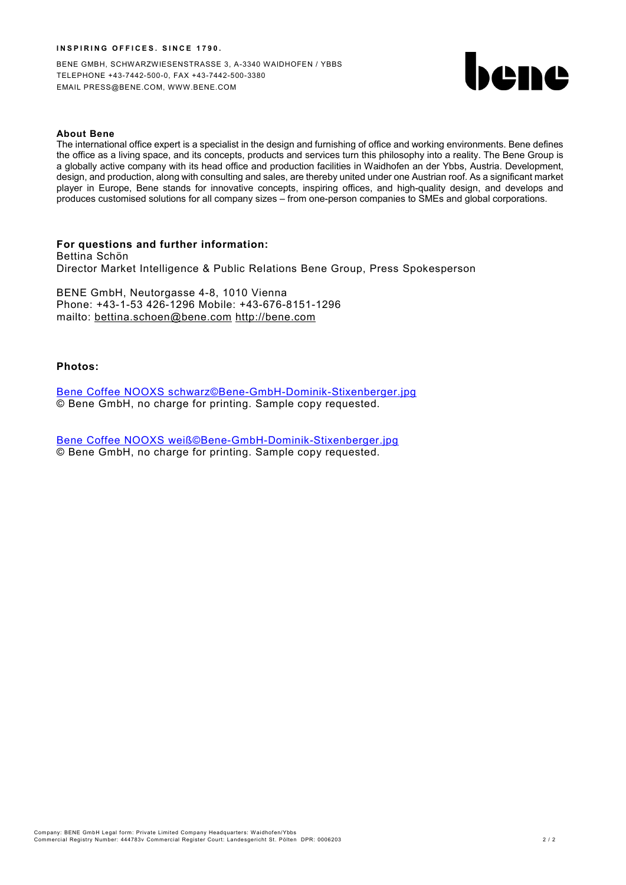**INSPIRING OFFICES. SINCE 1790.**

BENE GMBH, SCHWARZWIESENSTRASSE 3, A-3340 WAIDHOFEN / YBBS
TELEPHONE +43-7442-500-0, FAX +43-7442-500-3380
EMAIL PRESS@BENE.COM, WWW.BENE.COM

**About Bene**
The international office expert is a specialist in the design and furnishing of office and working environments. Bene defines the office as a living space, and its concepts, products and services turn this philosophy into a reality. The Bene Group is a globally active company with its head office and production facilities in Waidhofen an der Ybbs, Austria. Development, design, and production, along with consulting and sales, are thereby united under one Austrian roof. As a significant market player in Europe, Bene stands for innovative concepts, inspiring offices, and high-quality design, and develops and produces customised solutions for all company sizes – from one-person companies to SMEs and global corporations.

**For questions and further information:**
Bettina Schön
Director Market Intelligence & Public Relations Bene Group, Press Spokesperson

BENE GmbH, Neutorgasse 4-8, 1010 Vienna
Phone: +43-1-53 426-1296 Mobile: +43-676-8151-1296
mailto: bettina.schoen@bene.com http://bene.com

**Photos:**

Bene Coffee NOOXS schwarz©Bene-GmbH-Dominik-Stixenberger.jpg
© Bene GmbH, no charge for printing. Sample copy requested.

Bene Coffee NOOXS weiß©Bene-GmbH-Dominik-Stixenberger.jpg
© Bene GmbH, no charge for printing. Sample copy requested.

Company: BENE GmbH Legal form: Private Limited Company Headquarters: Waidhofen/Ybbs
Commercial Registry Number: 444783v Commercial Register Court: Landesgericht St. Pölten DPR: 0006203